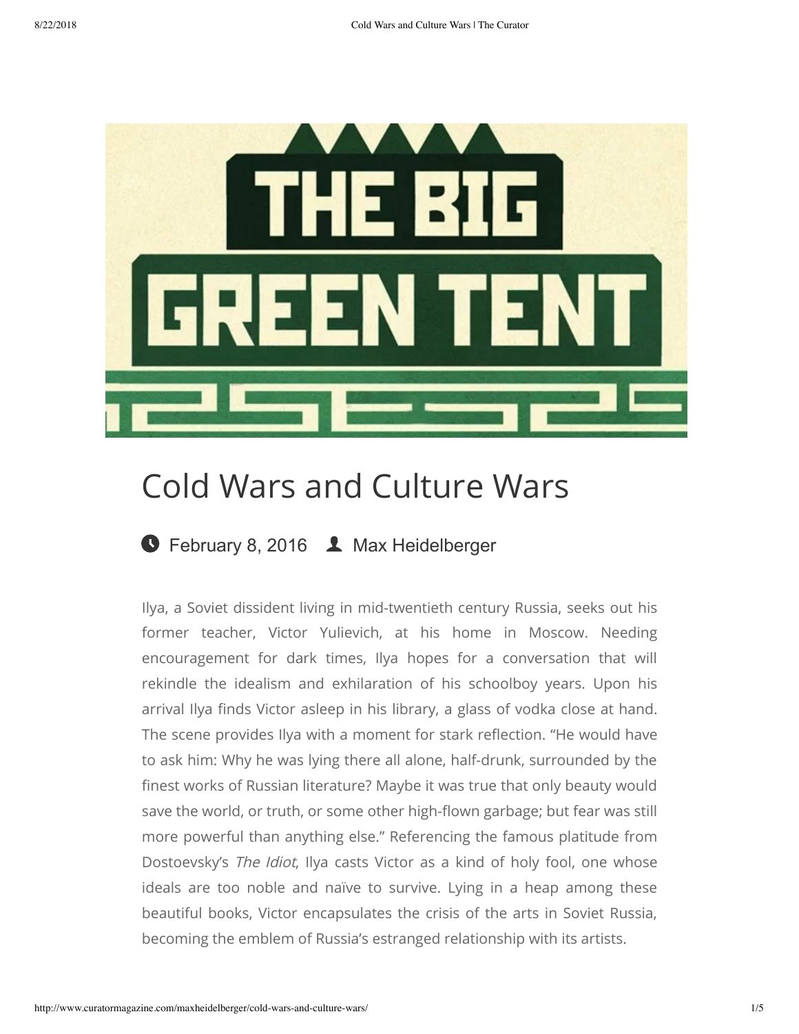# Cold Wars and Culture Wars

February 8, 2016 Max Heidelberger

Ilya, a Soviet dissident living in mid-twentieth century Russia, seeks out his former teacher, Victor Yulievich, at his home in Moscow. Needing encouragement for dark times, Ilya hopes for a conversation that will rekindle the idealism and exhilaration of his schoolboy years. Upon his arrival Ilya finds Victor asleep in his library, a glass of vodka close at hand. The scene provides Ilya with a moment for stark reflection. "He would have to ask him: Why he was lying there all alone, half-drunk, surrounded by the finest works of Russian literature? Maybe it was true that only beauty would save the world, or truth, or some other high-flown garbage; but fear was still more powerful than anything else." Referencing the famous platitude from Dostoevsky's *The Idiot*, Ilya casts Victor as a kind of holy fool, one whose ideals are too noble and naïve to survive. Lying in a heap among these beautiful books, Victor encapsulates the crisis of the arts in Soviet Russia, becoming the emblem of Russia's estranged relationship with its artists.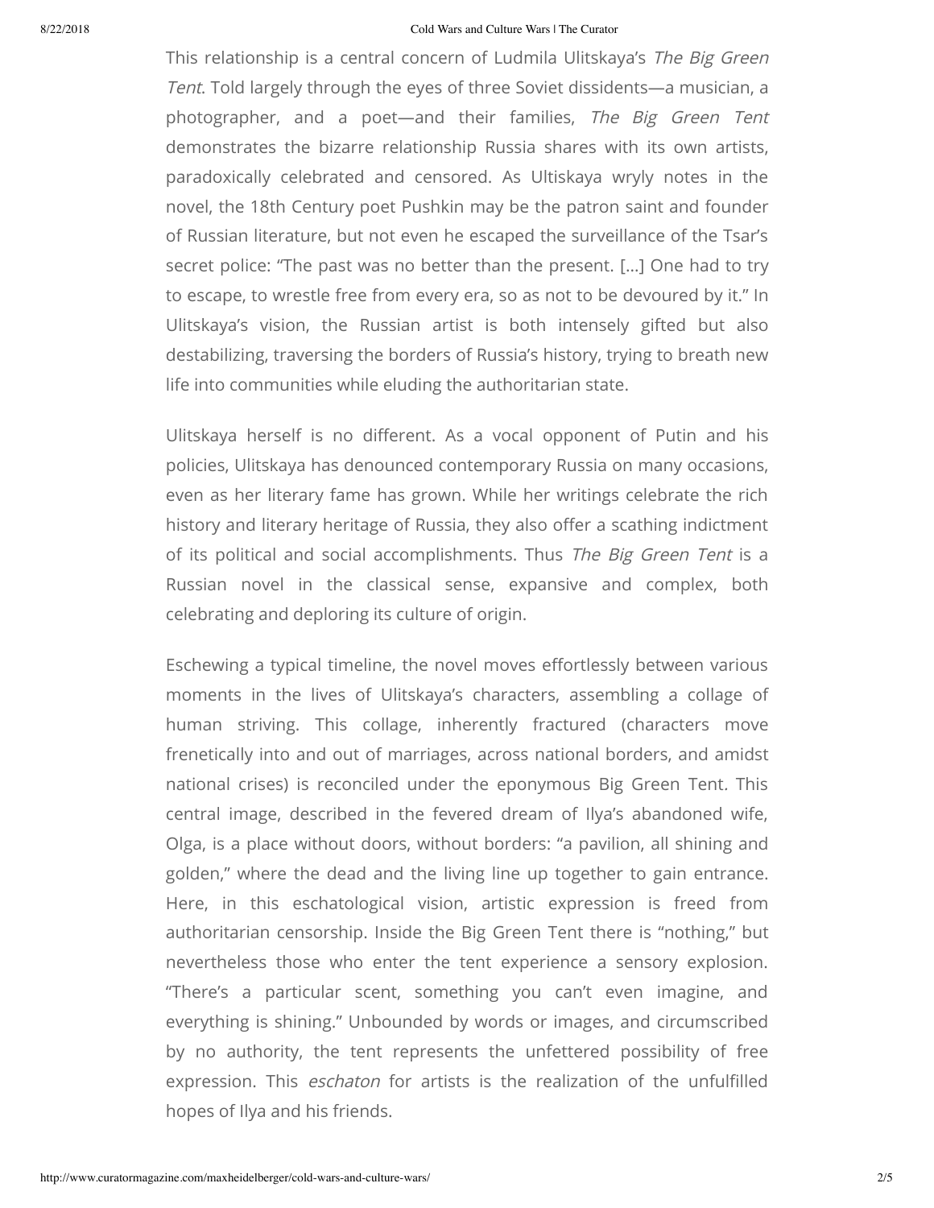This relationship is a central concern of Ludmila Ulitskaya's *The Big Green Tent*. Told largely through the eyes of three Soviet dissidents—a musician, a photographer, and a poet—and their families, *The Big Green Tent* demonstrates the bizarre relationship Russia shares with its own artists, paradoxically celebrated and censored. As Ultiskaya wryly notes in the novel, the 18th Century poet Pushkin may be the patron saint and founder of Russian literature, but not even he escaped the surveillance of the Tsar's secret police: "The past was no better than the present. […] One had to try to escape, to wrestle free from every era, so as not to be devoured by it." In Ulitskaya's vision, the Russian artist is both intensely gifted but also destabilizing, traversing the borders of Russia's history, trying to breath new life into communities while eluding the authoritarian state.

Ulitskaya herself is no different. As a vocal opponent of Putin and his policies, Ulitskaya has denounced contemporary Russia on many occasions, even as her literary fame has grown. While her writings celebrate the rich history and literary heritage of Russia, they also offer a scathing indictment of its political and social accomplishments. Thus *The Big Green Tent* is a Russian novel in the classical sense, expansive and complex, both celebrating and deploring its culture of origin.

Eschewing a typical timeline, the novel moves effortlessly between various moments in the lives of Ulitskaya's characters, assembling a collage of human striving. This collage, inherently fractured (characters move frenetically into and out of marriages, across national borders, and amidst national crises) is reconciled under the eponymous Big Green Tent. This central image, described in the fevered dream of Ilya's abandoned wife, Olga, is a place without doors, without borders: "a pavilion, all shining and golden," where the dead and the living line up together to gain entrance. Here, in this eschatological vision, artistic expression is freed from authoritarian censorship. Inside the Big Green Tent there is "nothing," but nevertheless those who enter the tent experience a sensory explosion. "There's a particular scent, something you can't even imagine, and everything is shining." Unbounded by words or images, and circumscribed by no authority, the tent represents the unfettered possibility of free expression. This *eschaton* for artists is the realization of the unfulfilled hopes of Ilya and his friends.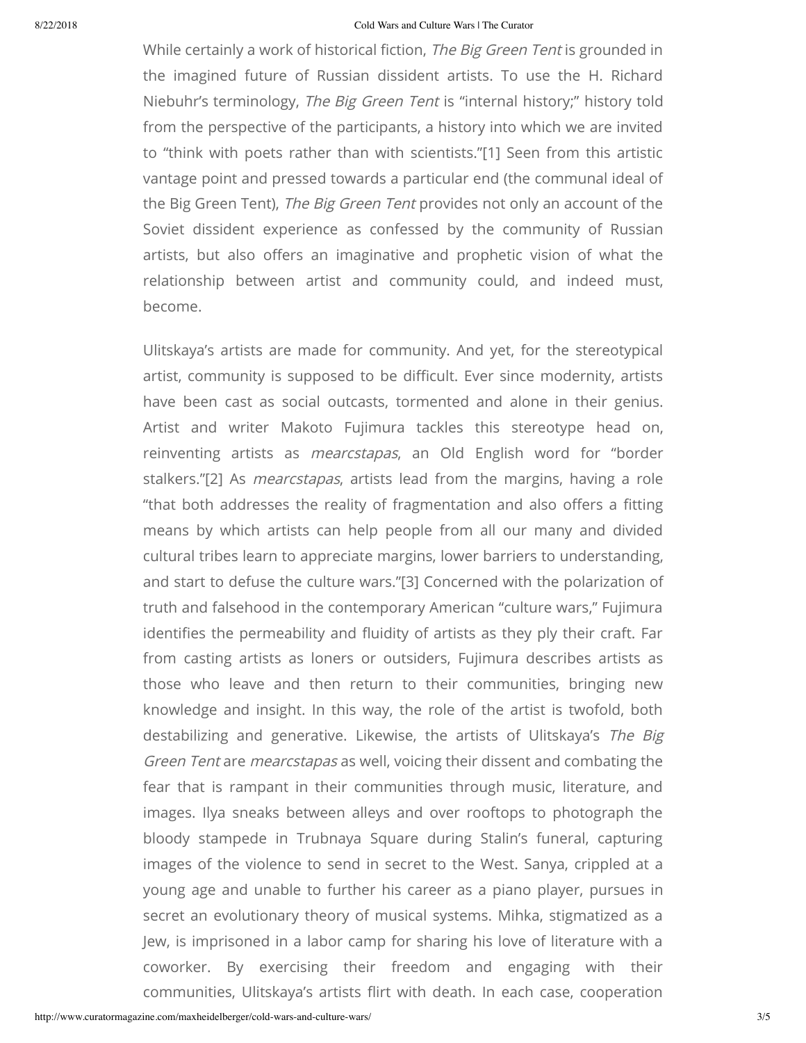While certainly a work of historical fiction, *The Big Green Tent* is grounded in the imagined future of Russian dissident artists. To use the H. Richard Niebuhr's terminology, *The Big Green Tent* is "internal history;" history told from the perspective of the participants, a history into which we are invited to "think with poets rather than with scientists."[1] Seen from this artistic vantage point and pressed towards a particular end (the communal ideal of the Big Green Tent), *The Big Green Tent* provides not only an account of the Soviet dissident experience as confessed by the community of Russian artists, but also offers an imaginative and prophetic vision of what the relationship between artist and community could, and indeed must, become.

Ulitskaya's artists are made for community. And yet, for the stereotypical artist, community is supposed to be difficult. Ever since modernity, artists have been cast as social outcasts, tormented and alone in their genius. Artist and writer Makoto Fujimura tackles this stereotype head on, reinventing artists as *mearcstapas*, an Old English word for "border stalkers."[2] As *mearcstapas*, artists lead from the margins, having a role "that both addresses the reality of fragmentation and also offers a fitting means by which artists can help people from all our many and divided cultural tribes learn to appreciate margins, lower barriers to understanding, and start to defuse the culture wars."[3] Concerned with the polarization of truth and falsehood in the contemporary American "culture wars," Fujimura identifies the permeability and fluidity of artists as they ply their craft. Far from casting artists as loners or outsiders, Fujimura describes artists as those who leave and then return to their communities, bringing new knowledge and insight. In this way, the role of the artist is twofold, both destabilizing and generative. Likewise, the artists of Ulitskaya's *The Big Green Tent* are *mearcstapas* as well, voicing their dissent and combating the fear that is rampant in their communities through music, literature, and images. Ilya sneaks between alleys and over rooftops to photograph the bloody stampede in Trubnaya Square during Stalin's funeral, capturing images of the violence to send in secret to the West. Sanya, crippled at a young age and unable to further his career as a piano player, pursues in secret an evolutionary theory of musical systems. Mihka, stigmatized as a Jew, is imprisoned in a labor camp for sharing his love of literature with a coworker. By exercising their freedom and engaging with their communities, Ulitskaya's artists flirt with death. In each case, cooperation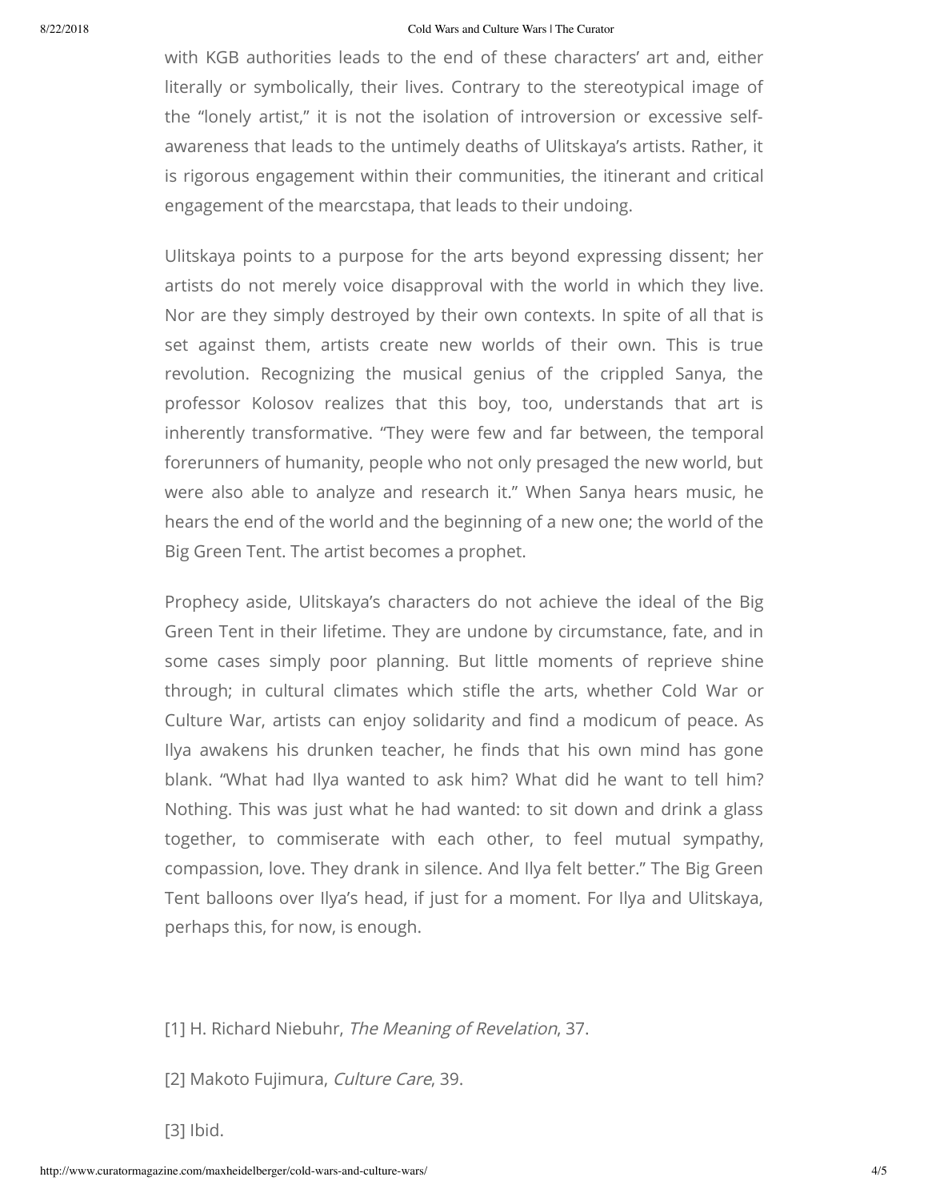with KGB authorities leads to the end of these characters' art and, either literally or symbolically, their lives. Contrary to the stereotypical image of the "lonely artist," it is not the isolation of introversion or excessive self-awareness that leads to the untimely deaths of Ulitskaya's artists. Rather, it is rigorous engagement within their communities, the itinerant and critical engagement of the mearcstapa, that leads to their undoing.

Ulitskaya points to a purpose for the arts beyond expressing dissent; her artists do not merely voice disapproval with the world in which they live. Nor are they simply destroyed by their own contexts. In spite of all that is set against them, artists create new worlds of their own. This is true revolution. Recognizing the musical genius of the crippled Sanya, the professor Kolosov realizes that this boy, too, understands that art is inherently transformative. "They were few and far between, the temporal forerunners of humanity, people who not only presaged the new world, but were also able to analyze and research it." When Sanya hears music, he hears the end of the world and the beginning of a new one; the world of the Big Green Tent. The artist becomes a prophet.

Prophecy aside, Ulitskaya's characters do not achieve the ideal of the Big Green Tent in their lifetime. They are undone by circumstance, fate, and in some cases simply poor planning. But little moments of reprieve shine through; in cultural climates which stifle the arts, whether Cold War or Culture War, artists can enjoy solidarity and find a modicum of peace. As Ilya awakens his drunken teacher, he finds that his own mind has gone blank. "What had Ilya wanted to ask him? What did he want to tell him? Nothing. This was just what he had wanted: to sit down and drink a glass together, to commiserate with each other, to feel mutual sympathy, compassion, love. They drank in silence. And Ilya felt better." The Big Green Tent balloons over Ilya's head, if just for a moment. For Ilya and Ulitskaya, perhaps this, for now, is enough.

[1] H. Richard Niebuhr, *The Meaning of Revelation*, 37.

[2] Makoto Fujimura, *Culture Care*, 39.

[3] Ibid.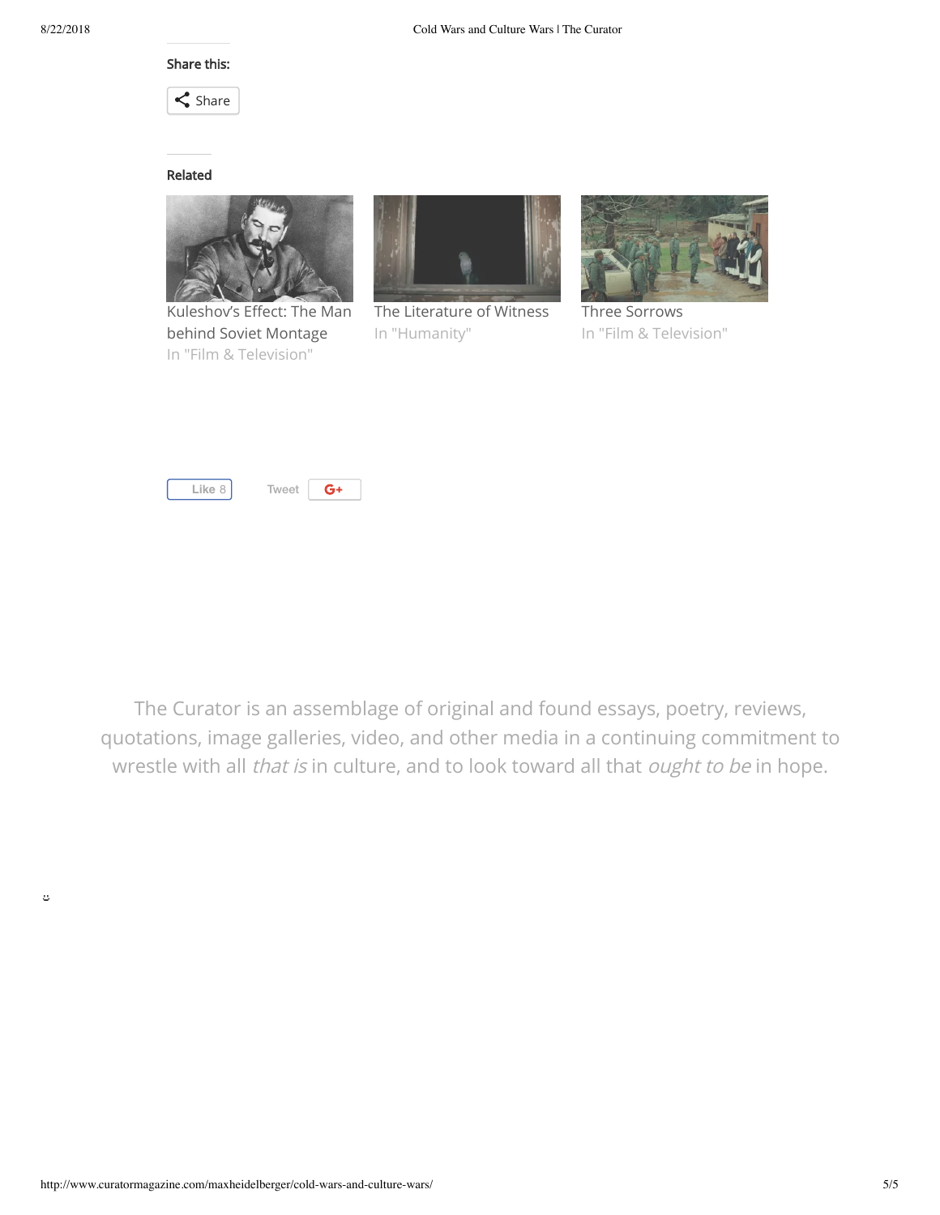Share this:

Share

Related

Kuleshov's Effect: The Man behind Soviet Montage
In "Film & Television"

The Literature of Witness
In "Humanity"

Three Sorrows
In "Film & Television"

Like 8

Tweet

G+

The Curator is an assemblage of original and found essays, poetry, reviews, quotations, image galleries, video, and other media in a continuing commitment to wrestle with all *that is* in culture, and to look toward all that *ought to be* in hope.